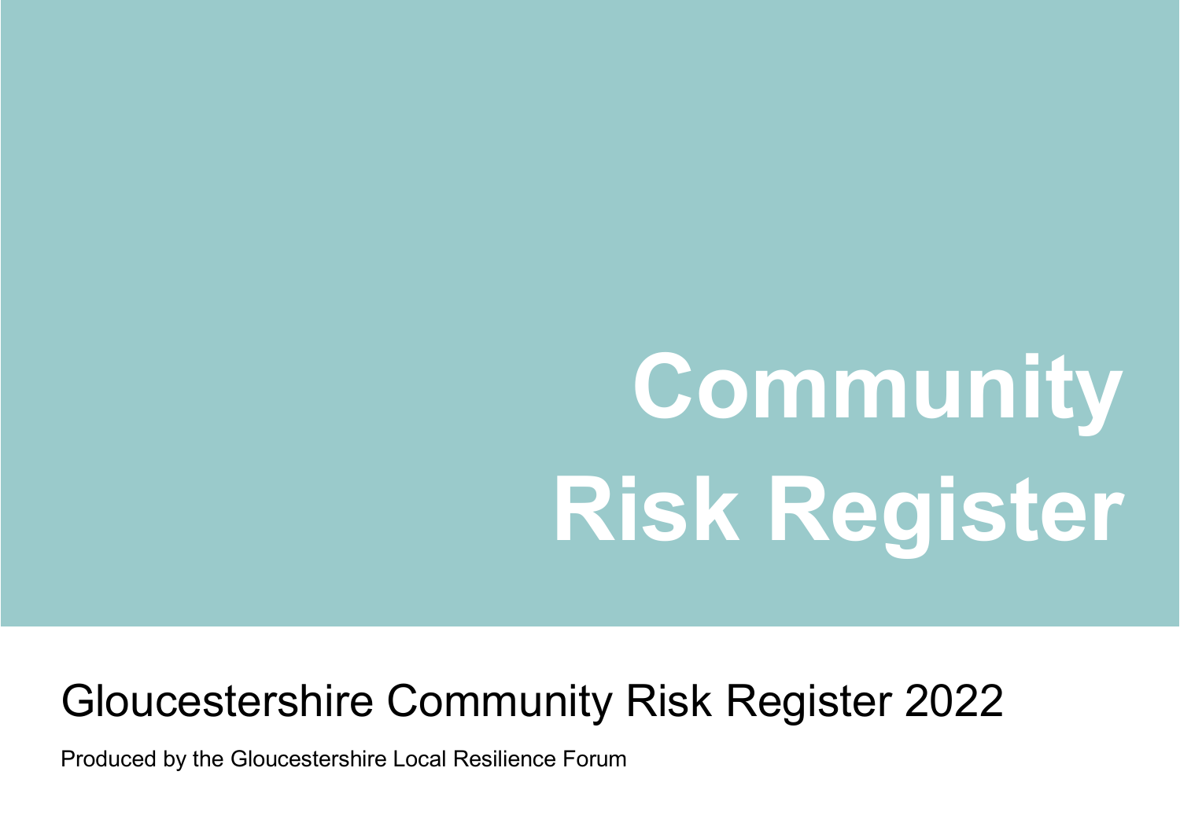# Community Risk Register

## Gloucestershire Community Risk Register 2022

Produced by the Gloucestershire Local Resilience Forum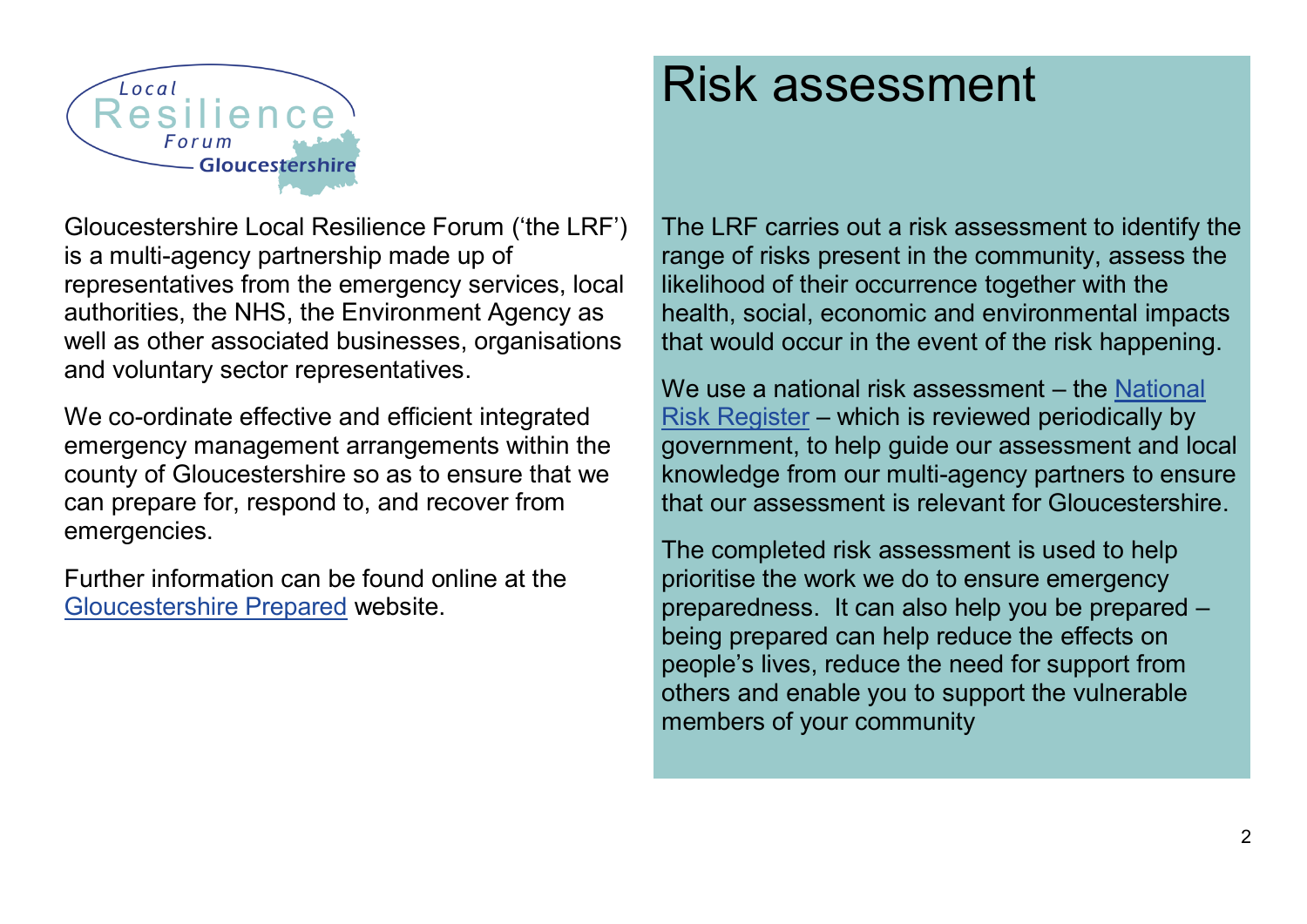Gloucestershire Local Resilience Forum ('the LRF') is a multi-agency partnership made up of representatives from the emergency services, local authorities, the NHS, the Environment Agency as well as other associated businesses, organisations and voluntary sector representatives.

We co-ordinate effective and efficient integrated emergency management arrangements within the county of Gloucestershire so as to ensure that we can prepare for, respond to, and recover from emergencies.

Further information can be found online at the Gloucestershire Prepared website.

# Risk assessment

The LRF carries out a risk assessment to identify the range of risks present in the community, assess the likelihood of their occurrence together with the health, social, economic and environmental impacts that would occur in the event of the risk happening.

We use a national risk assessment – the National Risk Register – which is reviewed periodically by government, to help guide our assessment and local knowledge from our multi-agency partners to ensure that our assessment is relevant for Gloucestershire.

The completed risk assessment is used to help prioritise the work we do to ensure emergency preparedness. It can also help you be prepared – being prepared can help reduce the effects on people's lives, reduce the need for support from others and enable you to support the vulnerable members of your community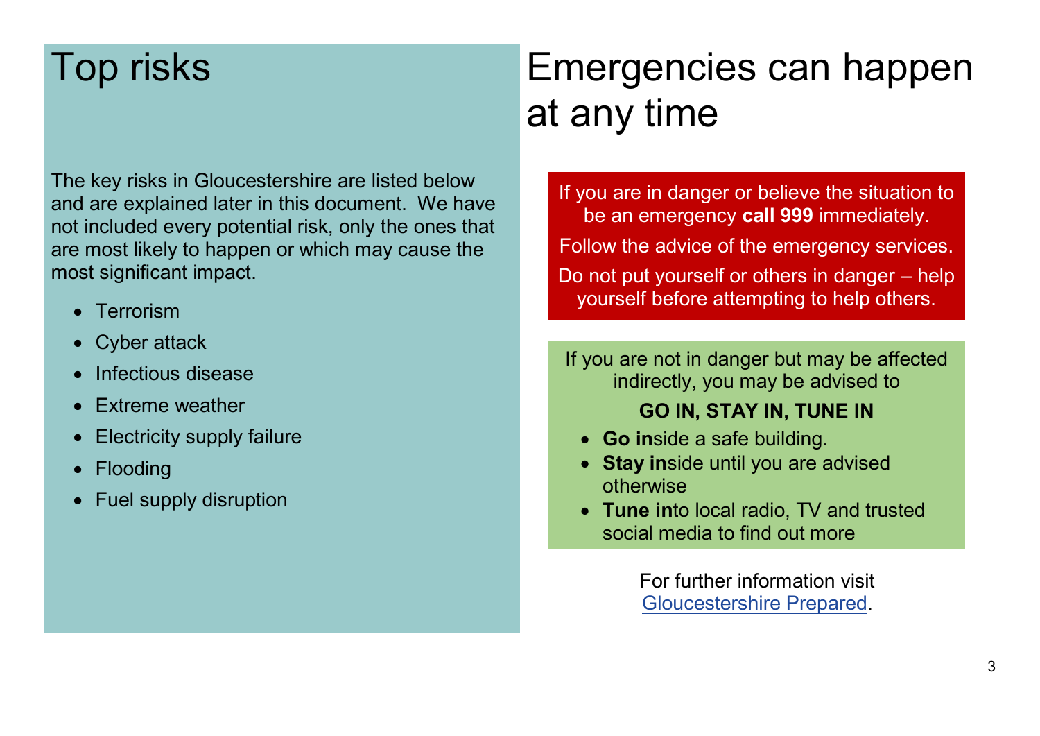# Top risks

The key risks in Gloucestershire are listed below and are explained later in this document. We have not included every potential risk, only the ones that are most likely to happen or which may cause the most significant impact.

- Terrorism
- Cyber attack
- Infectious disease
- Extreme weather
- Electricity supply failure
- Flooding
- Fuel supply disruption

# Emergencies can happen at any time

If you are in danger or believe the situation to be an emergency **call 999** immediately.

Follow the advice of the emergency services.

Do not put yourself or others in danger – help yourself before attempting to help others.

If you are not in danger but may be affected indirectly, you may be advised to

**GO IN, STAY IN, TUNE IN**

- **Go in**side a safe building.
- **Stay in**side until you are advised otherwise
- **Tune in**to local radio, TV and trusted social media to find out more

For further information visit Gloucestershire Prepared.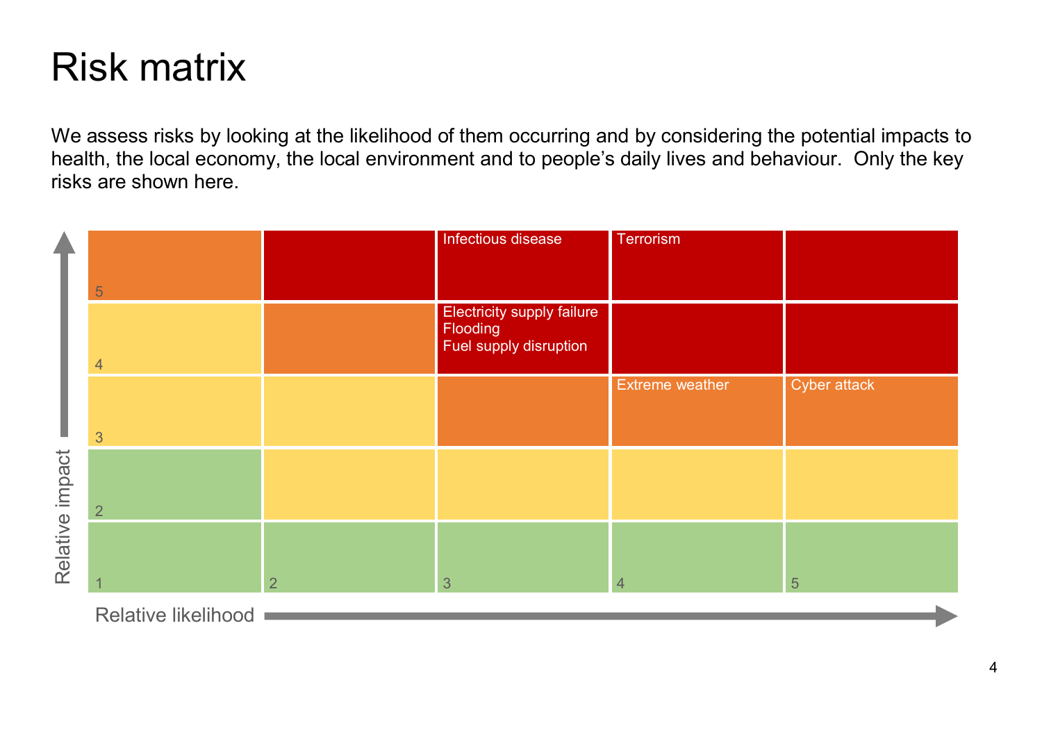# Risk matrix

We assess risks by looking at the likelihood of them occurring and by considering the potential impacts to health, the local economy, the local environment and to people's daily lives and behaviour. Only the key risks are shown here.

| Relative impact ↑ / Relative likelihood → | 1 | 2 | 3 | 4 | 5 |
| --- | --- | --- | --- | --- | --- |
| 5 | | | Infectious disease | Terrorism | |
| 4 | | | Electricity supply failure<br>Flooding<br>Fuel supply disruption | | |
| 3 | | | | Extreme weather | Cyber attack |
| 2 | | | | | |
| 1 | | | | | |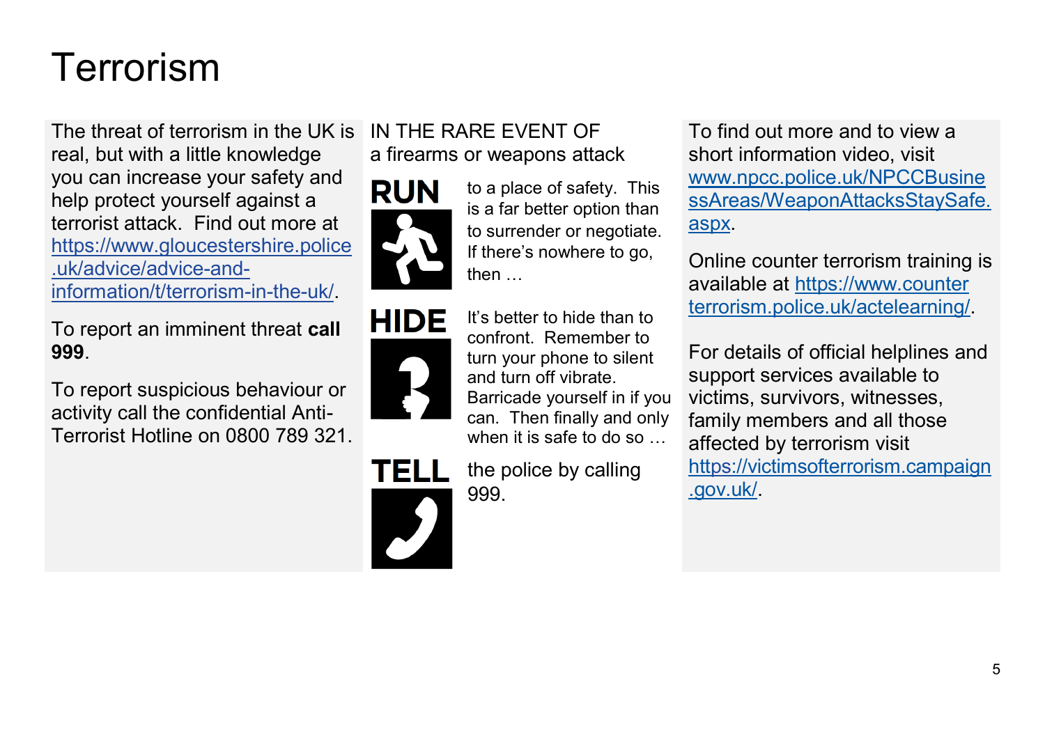# Terrorism

The threat of terrorism in the UK is real, but with a little knowledge you can increase your safety and help protect yourself against a terrorist attack. Find out more at https://www.gloucestershire.police.uk/advice/advice-and-information/t/terrorism-in-the-uk/.

To report an imminent threat **call 999**.

To report suspicious behaviour or activity call the confidential Anti-Terrorist Hotline on 0800 789 321.

IN THE RARE EVENT OF
a firearms or weapons attack

**RUN** to a place of safety. This is a far better option than to surrender or negotiate. If there's nowhere to go, then …

**HIDE** It's better to hide than to confront. Remember to turn your phone to silent and turn off vibrate. Barricade yourself in if you can. Then finally and only when it is safe to do so …

**TELL** the police by calling 999.

To find out more and to view a short information video, visit www.npcc.police.uk/NPCCBusinessAreas/WeaponAttacksStaySafe.aspx.

Online counter terrorism training is available at https://www.counterterrorism.police.uk/actelearning/.

For details of official helplines and support services available to victims, survivors, witnesses, family members and all those affected by terrorism visit https://victimsofterrorism.campaign.gov.uk/.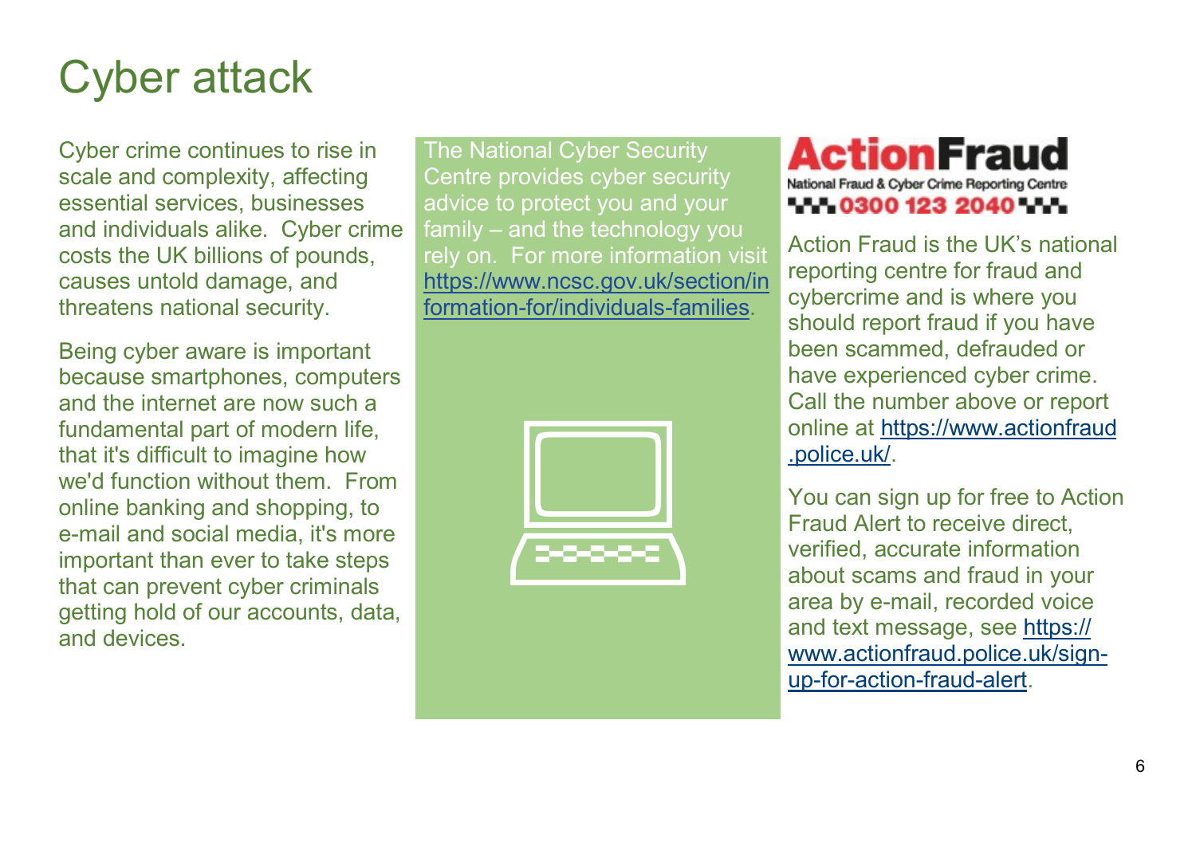# Cyber attack

Cyber crime continues to rise in scale and complexity, affecting essential services, businesses and individuals alike. Cyber crime costs the UK billions of pounds, causes untold damage, and threatens national security.

Being cyber aware is important because smartphones, computers and the internet are now such a fundamental part of modern life, that it's difficult to imagine how we'd function without them. From online banking and shopping, to e-mail and social media, it's more important than ever to take steps that can prevent cyber criminals getting hold of our accounts, data, and devices.

The National Cyber Security Centre provides cyber security advice to protect you and your family – and the technology you rely on. For more information visit https://www.ncsc.gov.uk/section/information-for/individuals-families.

**ActionFraud**
National Fraud & Cyber Crime Reporting Centre
0300 123 2040

Action Fraud is the UK's national reporting centre for fraud and cybercrime and is where you should report fraud if you have been scammed, defrauded or have experienced cyber crime. Call the number above or report online at https://www.actionfraud.police.uk/.

You can sign up for free to Action Fraud Alert to receive direct, verified, accurate information about scams and fraud in your area by e-mail, recorded voice and text message, see https://www.actionfraud.police.uk/sign-up-for-action-fraud-alert.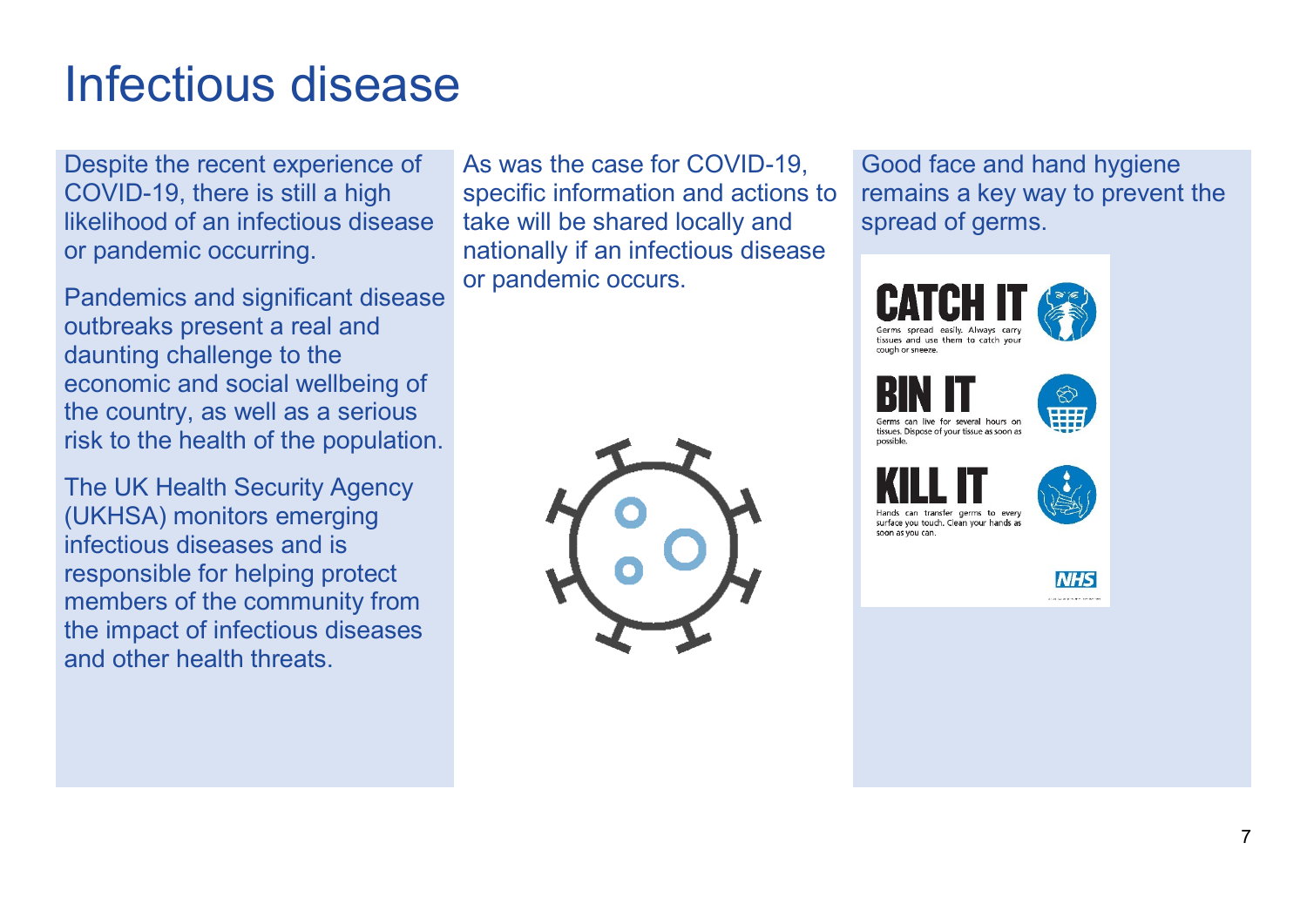# Infectious disease

Despite the recent experience of COVID-19, there is still a high likelihood of an infectious disease or pandemic occurring.

Pandemics and significant disease outbreaks present a real and daunting challenge to the economic and social wellbeing of the country, as well as a serious risk to the health of the population.

The UK Health Security Agency (UKHSA) monitors emerging infectious diseases and is responsible for helping protect members of the community from the impact of infectious diseases and other health threats.

As was the case for COVID-19, specific information and actions to take will be shared locally and nationally if an infectious disease or pandemic occurs.

Good face and hand hygiene remains a key way to prevent the spread of germs.

**CATCH IT**

Germs spread easily. Always carry tissues and use them to catch your cough or sneeze.

**BIN IT**

Germs can live for several hours on tissues. Dispose of your tissue as soon as possible.

**KILL IT**

Hands can transfer germs to every surface you touch. Clean your hands as soon as you can.

NHS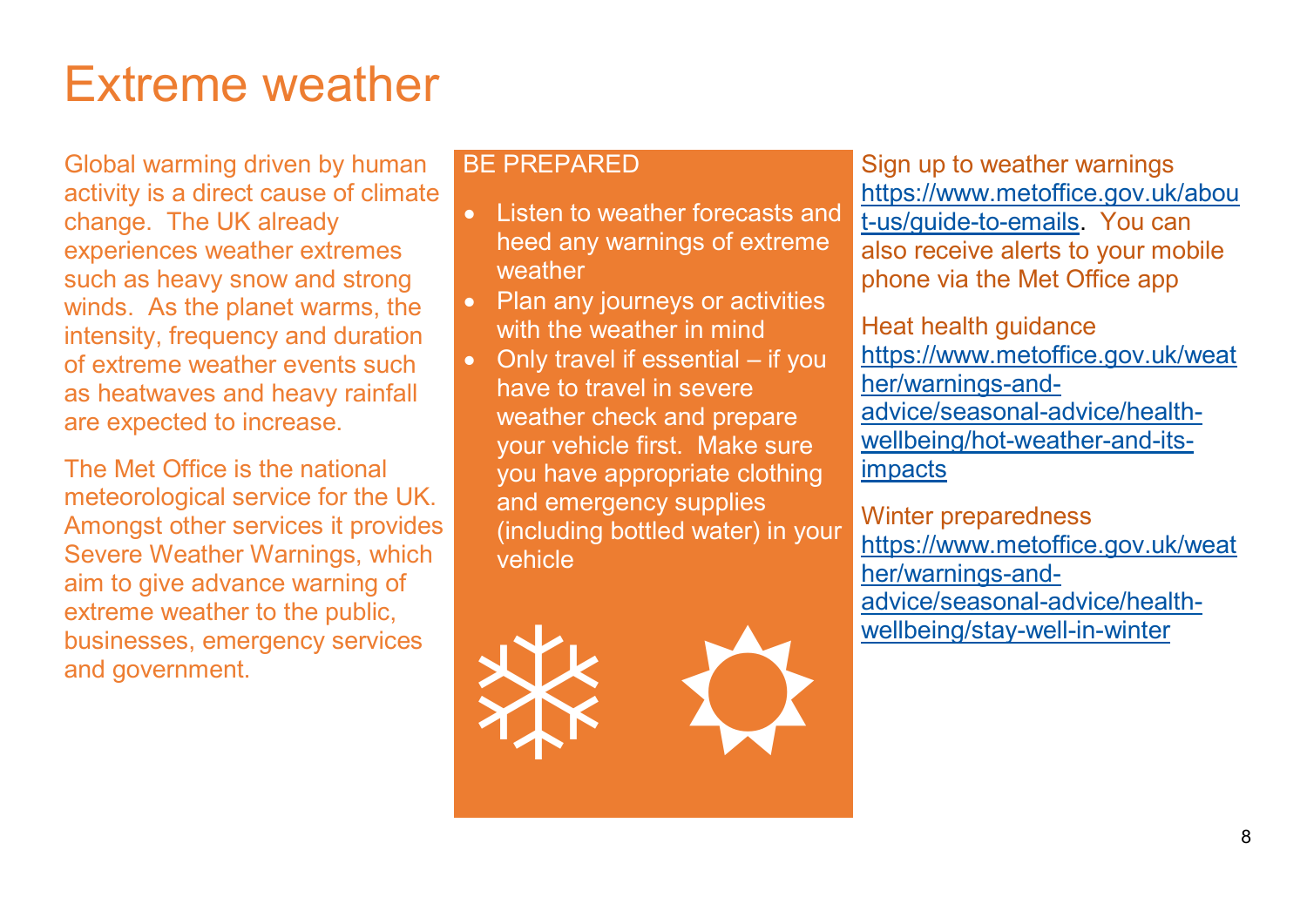# Extreme weather

Global warming driven by human activity is a direct cause of climate change. The UK already experiences weather extremes such as heavy snow and strong winds. As the planet warms, the intensity, frequency and duration of extreme weather events such as heatwaves and heavy rainfall are expected to increase.

The Met Office is the national meteorological service for the UK. Amongst other services it provides Severe Weather Warnings, which aim to give advance warning of extreme weather to the public, businesses, emergency services and government.

## BE PREPARED

- Listen to weather forecasts and heed any warnings of extreme weather
- Plan any journeys or activities with the weather in mind
- Only travel if essential – if you have to travel in severe weather check and prepare your vehicle first. Make sure you have appropriate clothing and emergency supplies (including bottled water) in your vehicle

Sign up to weather warnings https://www.metoffice.gov.uk/about-us/guide-to-emails. You can also receive alerts to your mobile phone via the Met Office app

Heat health guidance https://www.metoffice.gov.uk/weather/warnings-and-advice/seasonal-advice/health-wellbeing/hot-weather-and-its-impacts

Winter preparedness https://www.metoffice.gov.uk/weather/warnings-and-advice/seasonal-advice/health-wellbeing/stay-well-in-winter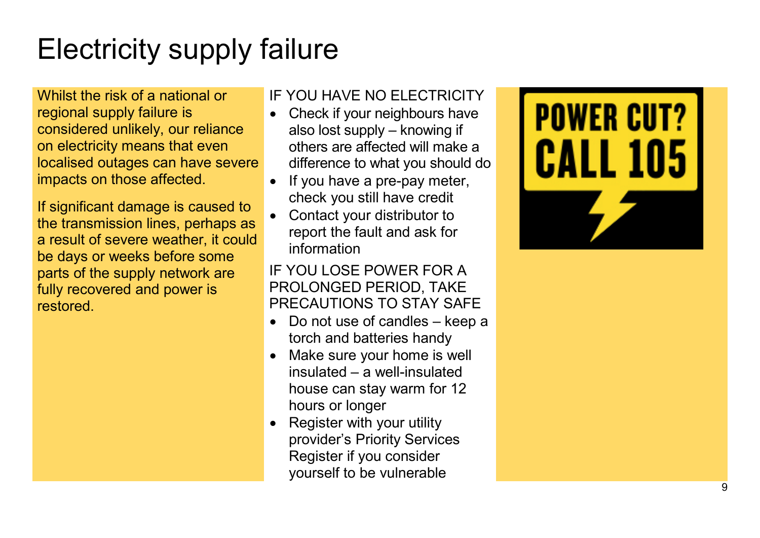# Electricity supply failure

Whilst the risk of a national or regional supply failure is considered unlikely, our reliance on electricity means that even localised outages can have severe impacts on those affected.

If significant damage is caused to the transmission lines, perhaps as a result of severe weather, it could be days or weeks before some parts of the supply network are fully recovered and power is restored.

IF YOU HAVE NO ELECTRICITY

- Check if your neighbours have also lost supply – knowing if others are affected will make a difference to what you should do
- If you have a pre-pay meter, check you still have credit
- Contact your distributor to report the fault and ask for information

IF YOU LOSE POWER FOR A PROLONGED PERIOD, TAKE PRECAUTIONS TO STAY SAFE

- Do not use of candles – keep a torch and batteries handy
- Make sure your home is well insulated – a well-insulated house can stay warm for 12 hours or longer
- Register with your utility provider's Priority Services Register if you consider yourself to be vulnerable

POWER CUT? CALL 105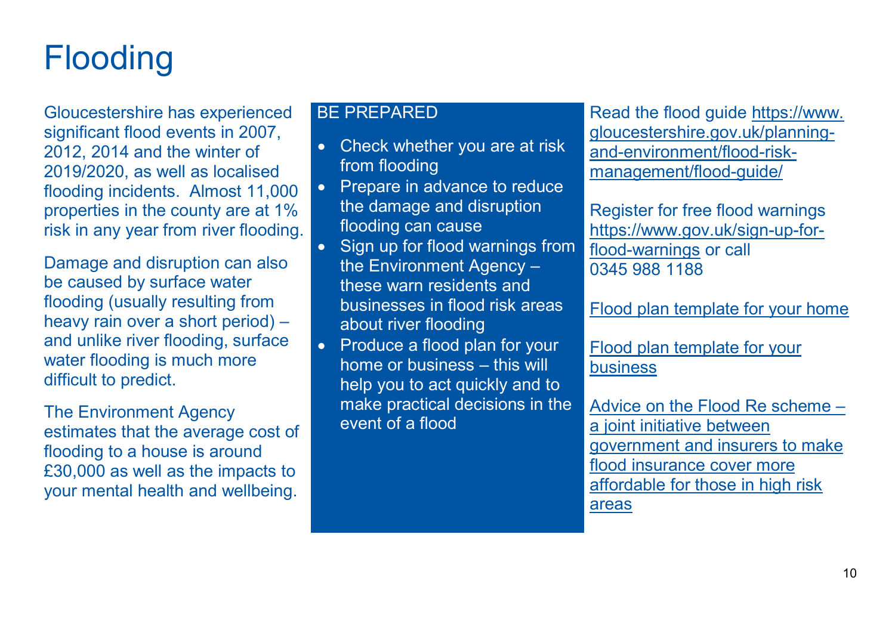# Flooding

Gloucestershire has experienced significant flood events in 2007, 2012, 2014 and the winter of 2019/2020, as well as localised flooding incidents. Almost 11,000 properties in the county are at 1% risk in any year from river flooding.

Damage and disruption can also be caused by surface water flooding (usually resulting from heavy rain over a short period) – and unlike river flooding, surface water flooding is much more difficult to predict.

The Environment Agency estimates that the average cost of flooding to a house is around £30,000 as well as the impacts to your mental health and wellbeing.

## BE PREPARED

- Check whether you are at risk from flooding
- Prepare in advance to reduce the damage and disruption flooding can cause
- Sign up for flood warnings from the Environment Agency – these warn residents and businesses in flood risk areas about river flooding
- Produce a flood plan for your home or business – this will help you to act quickly and to make practical decisions in the event of a flood

Read the flood guide https://www.gloucestershire.gov.uk/planning-and-environment/flood-risk-management/flood-guide/

Register for free flood warnings https://www.gov.uk/sign-up-for-flood-warnings or call 0345 988 1188

Flood plan template for your home

Flood plan template for your business

Advice on the Flood Re scheme – a joint initiative between government and insurers to make flood insurance cover more affordable for those in high risk areas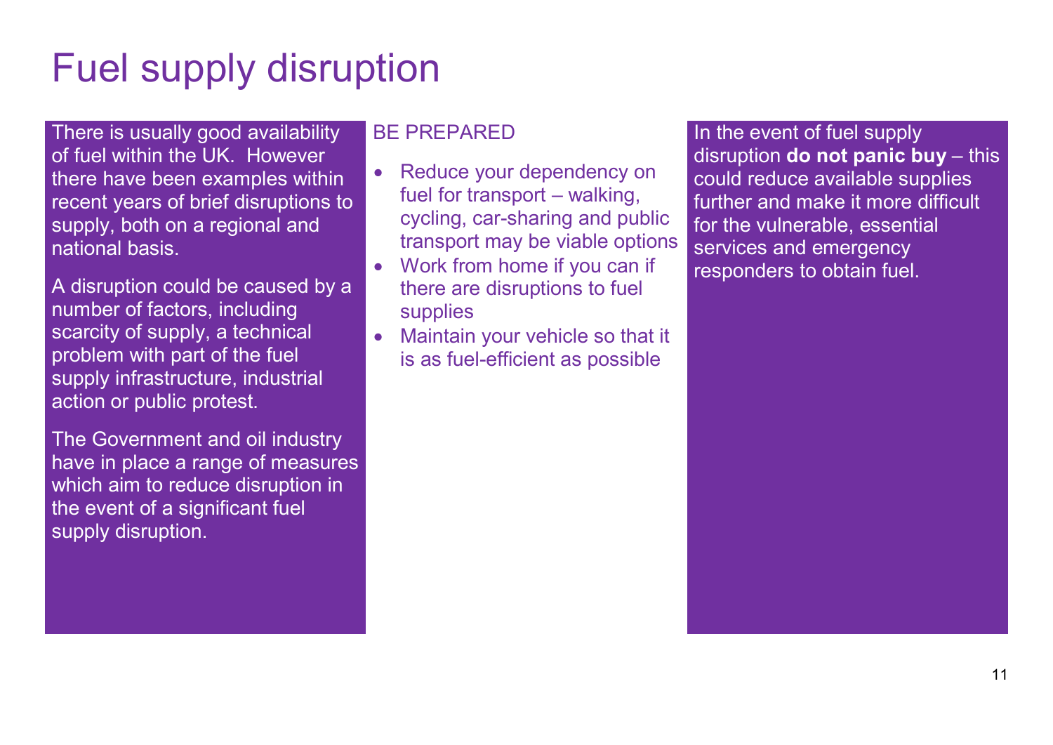# Fuel supply disruption

There is usually good availability of fuel within the UK. However there have been examples within recent years of brief disruptions to supply, both on a regional and national basis.

A disruption could be caused by a number of factors, including scarcity of supply, a technical problem with part of the fuel supply infrastructure, industrial action or public protest.

The Government and oil industry have in place a range of measures which aim to reduce disruption in the event of a significant fuel supply disruption.

BE PREPARED

- Reduce your dependency on fuel for transport – walking, cycling, car-sharing and public transport may be viable options
- Work from home if you can if there are disruptions to fuel supplies
- Maintain your vehicle so that it is as fuel-efficient as possible

In the event of fuel supply disruption **do not panic buy** – this could reduce available supplies further and make it more difficult for the vulnerable, essential services and emergency responders to obtain fuel.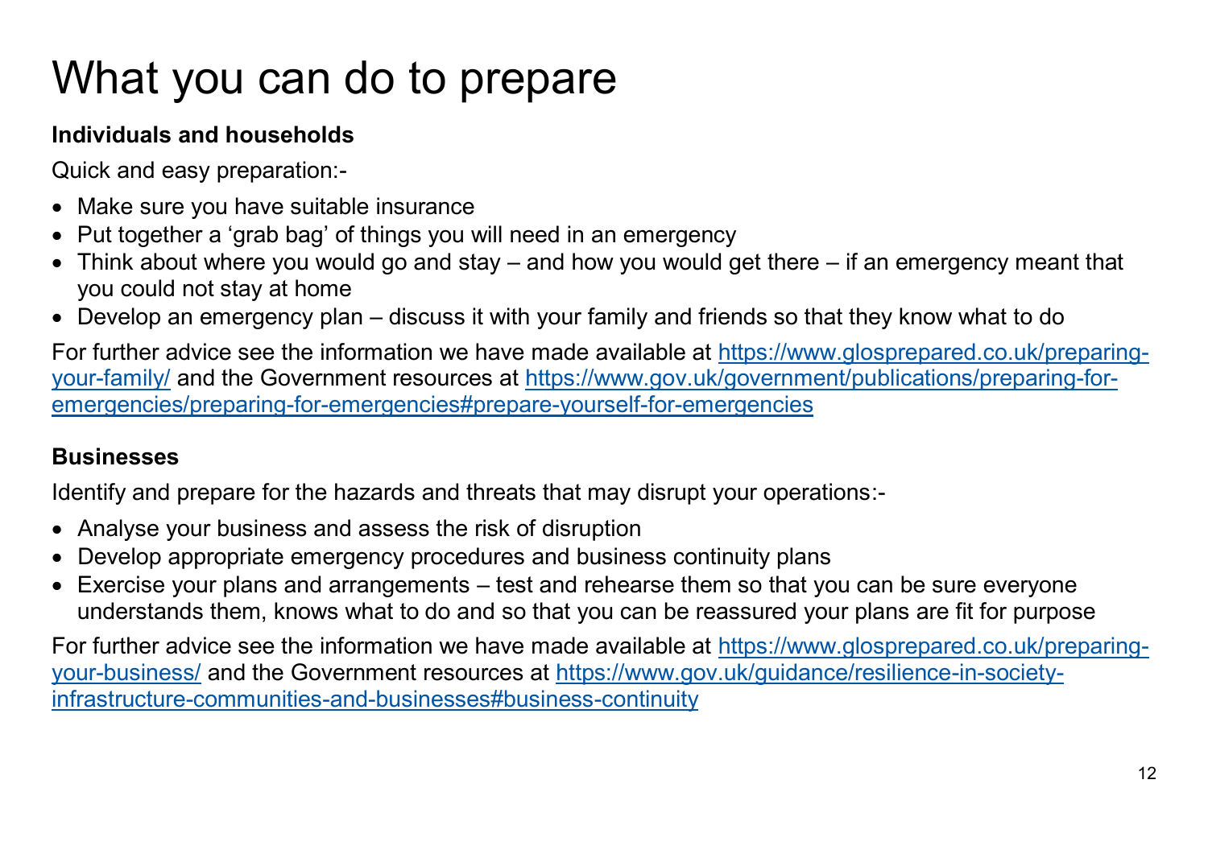# What you can do to prepare

**Individuals and households**

Quick and easy preparation:-

- Make sure you have suitable insurance
- Put together a 'grab bag' of things you will need in an emergency
- Think about where you would go and stay – and how you would get there – if an emergency meant that you could not stay at home
- Develop an emergency plan – discuss it with your family and friends so that they know what to do

For further advice see the information we have made available at https://www.glosprepared.co.uk/preparing-your-family/ and the Government resources at https://www.gov.uk/government/publications/preparing-for-emergencies/preparing-for-emergencies#prepare-yourself-for-emergencies

**Businesses**

Identify and prepare for the hazards and threats that may disrupt your operations:-

- Analyse your business and assess the risk of disruption
- Develop appropriate emergency procedures and business continuity plans
- Exercise your plans and arrangements – test and rehearse them so that you can be sure everyone understands them, knows what to do and so that you can be reassured your plans are fit for purpose

For further advice see the information we have made available at https://www.glosprepared.co.uk/preparing-your-business/ and the Government resources at https://www.gov.uk/guidance/resilience-in-society-infrastructure-communities-and-businesses#business-continuity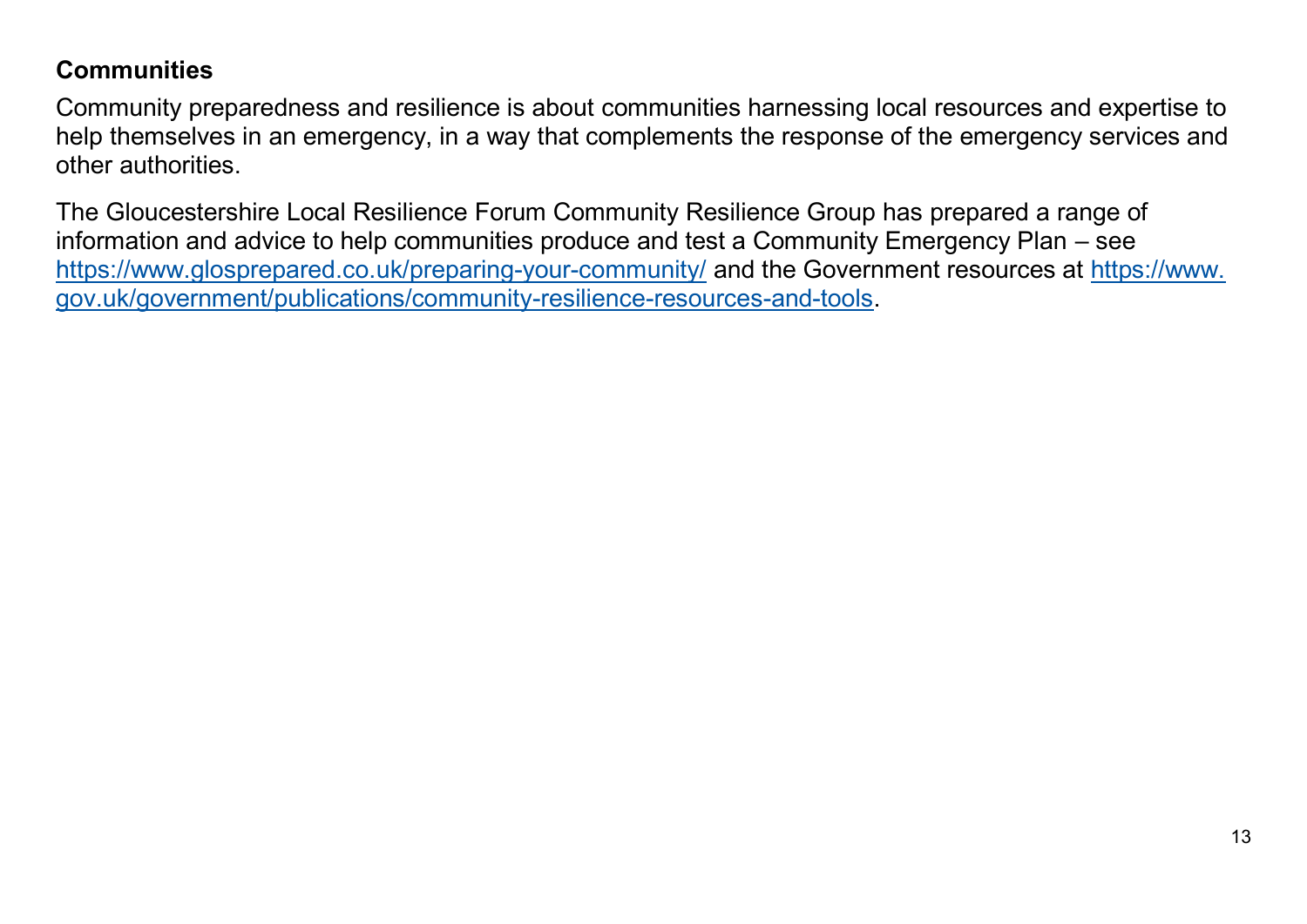**Communities**

Community preparedness and resilience is about communities harnessing local resources and expertise to help themselves in an emergency, in a way that complements the response of the emergency services and other authorities.

The Gloucestershire Local Resilience Forum Community Resilience Group has prepared a range of information and advice to help communities produce and test a Community Emergency Plan – see https://www.glosprepared.co.uk/preparing-your-community/ and the Government resources at https://www.gov.uk/government/publications/community-resilience-resources-and-tools.